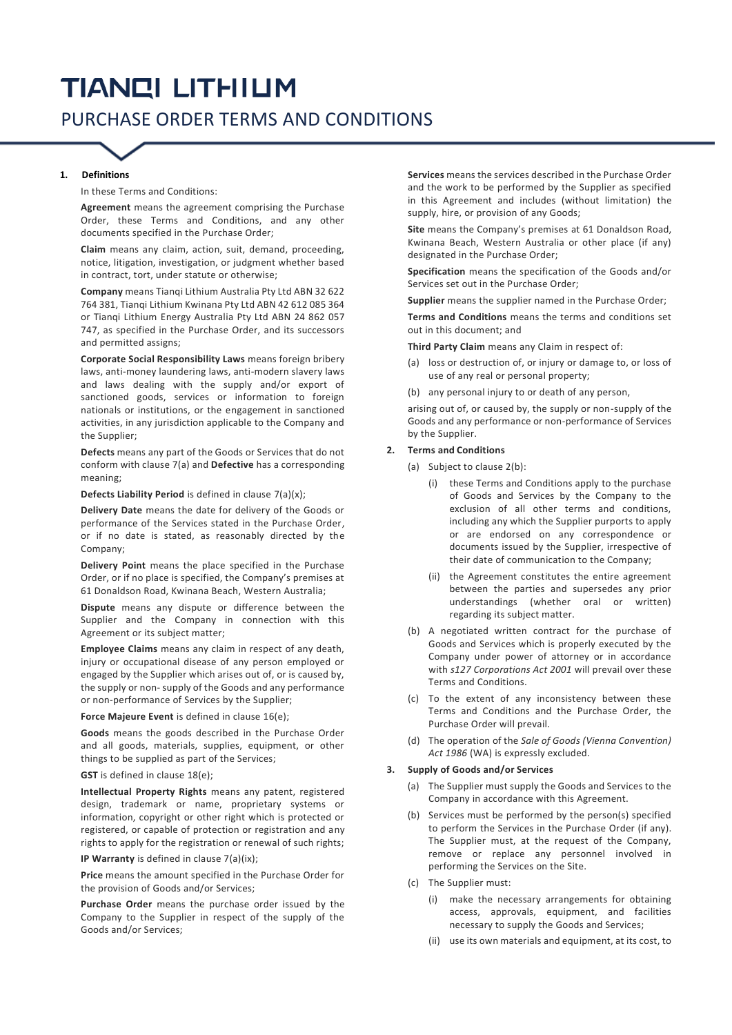# TIANQI LITHIUM

## PURCHASE ORDER TERMS AND CONDITIONS

**1. Definitions**

In these Terms and Conditions:

**Agreement** means the agreement comprising the Purchase Order, these Terms and Conditions, and any other documents specified in the Purchase Order;

**Claim** means any claim, action, suit, demand, proceeding, notice, litigation, investigation, or judgment whether based in contract, tort, under statute or otherwise;

**Company** means Tianqi Lithium Australia Pty Ltd ABN 32 622 764 381, Tianqi Lithium Kwinana Pty Ltd ABN 42 612 085 364 or Tianqi Lithium Energy Australia Pty Ltd ABN 24 862 057 747, as specified in the Purchase Order, and its successors and permitted assigns;

**Corporate Social Responsibility Laws** means foreign bribery laws, anti-money laundering laws, anti-modern slavery laws and laws dealing with the supply and/or export of sanctioned goods, services or information to foreign nationals or institutions, or the engagement in sanctioned activities, in any jurisdiction applicable to the Company and the Supplier;

**Defects** means any part of the Goods or Services that do not conform with clause 7(a) and **Defective** has a corresponding meaning;

**Defects Liability Period** is defined in clause 7(a)(x);

**Delivery Date** means the date for delivery of the Goods or performance of the Services stated in the Purchase Order, or if no date is stated, as reasonably directed by the Company;

**Delivery Point** means the place specified in the Purchase Order, or if no place is specified, the Company's premises at 61 Donaldson Road, Kwinana Beach, Western Australia;

**Dispute** means any dispute or difference between the Supplier and the Company in connection with this Agreement or its subject matter;

**Employee Claims** means any claim in respect of any death, injury or occupational disease of any person employed or engaged by the Supplier which arises out of, or is caused by, the supply or non- supply of the Goods and any performance or non-performance of Services by the Supplier;

**Force Majeure Event** is defined in clause 16(e);

**Goods** means the goods described in the Purchase Order and all goods, materials, supplies, equipment, or other things to be supplied as part of the Services;

**GST** is defined in clause 18(e);

**Intellectual Property Rights** means any patent, registered design, trademark or name, proprietary systems or information, copyright or other right which is protected or registered, or capable of protection or registration and any rights to apply for the registration or renewal of such rights;

**IP Warranty** is defined in clause 7(a)(ix);

**Price** means the amount specified in the Purchase Order for the provision of Goods and/or Services;

**Purchase Order** means the purchase order issued by the Company to the Supplier in respect of the supply of the Goods and/or Services;

**Services** means the services described in the Purchase Order and the work to be performed by the Supplier as specified in this Agreement and includes (without limitation) the supply, hire, or provision of any Goods;

**Site** means the Company's premises at 61 Donaldson Road, Kwinana Beach, Western Australia or other place (if any) designated in the Purchase Order;

**Specification** means the specification of the Goods and/or Services set out in the Purchase Order;

**Supplier** means the supplier named in the Purchase Order;

**Terms and Conditions** means the terms and conditions set out in this document; and

**Third Party Claim** means any Claim in respect of:

(a) loss or destruction of, or injury or damage to, or loss of use of any real or personal property;

(b) any personal injury to or death of any person,

arising out of, or caused by, the supply or non-supply of the Goods and any performance or non-performance of Services by the Supplier.

**2. Terms and Conditions**

(a) Subject to clause 2(b):

(i) these Terms and Conditions apply to the purchase of Goods and Services by the Company to the exclusion of all other terms and conditions, including any which the Supplier purports to apply or are endorsed on any correspondence or documents issued by the Supplier, irrespective of their date of communication to the Company;

(ii) the Agreement constitutes the entire agreement between the parties and supersedes any prior understandings (whether oral or written) regarding its subject matter.

(b) A negotiated written contract for the purchase of Goods and Services which is properly executed by the Company under power of attorney or in accordance with *s127 Corporations Act 2001* will prevail over these Terms and Conditions.

(c) To the extent of any inconsistency between these Terms and Conditions and the Purchase Order, the Purchase Order will prevail.

(d) The operation of the *Sale of Goods (Vienna Convention) Act 1986* (WA) is expressly excluded.

**3. Supply of Goods and/or Services**

(a) The Supplier must supply the Goods and Services to the Company in accordance with this Agreement.

(b) Services must be performed by the person(s) specified to perform the Services in the Purchase Order (if any). The Supplier must, at the request of the Company, remove or replace any personnel involved in performing the Services on the Site.

(c) The Supplier must:

(i) make the necessary arrangements for obtaining access, approvals, equipment, and facilities necessary to supply the Goods and Services;

(ii) use its own materials and equipment, at its cost, to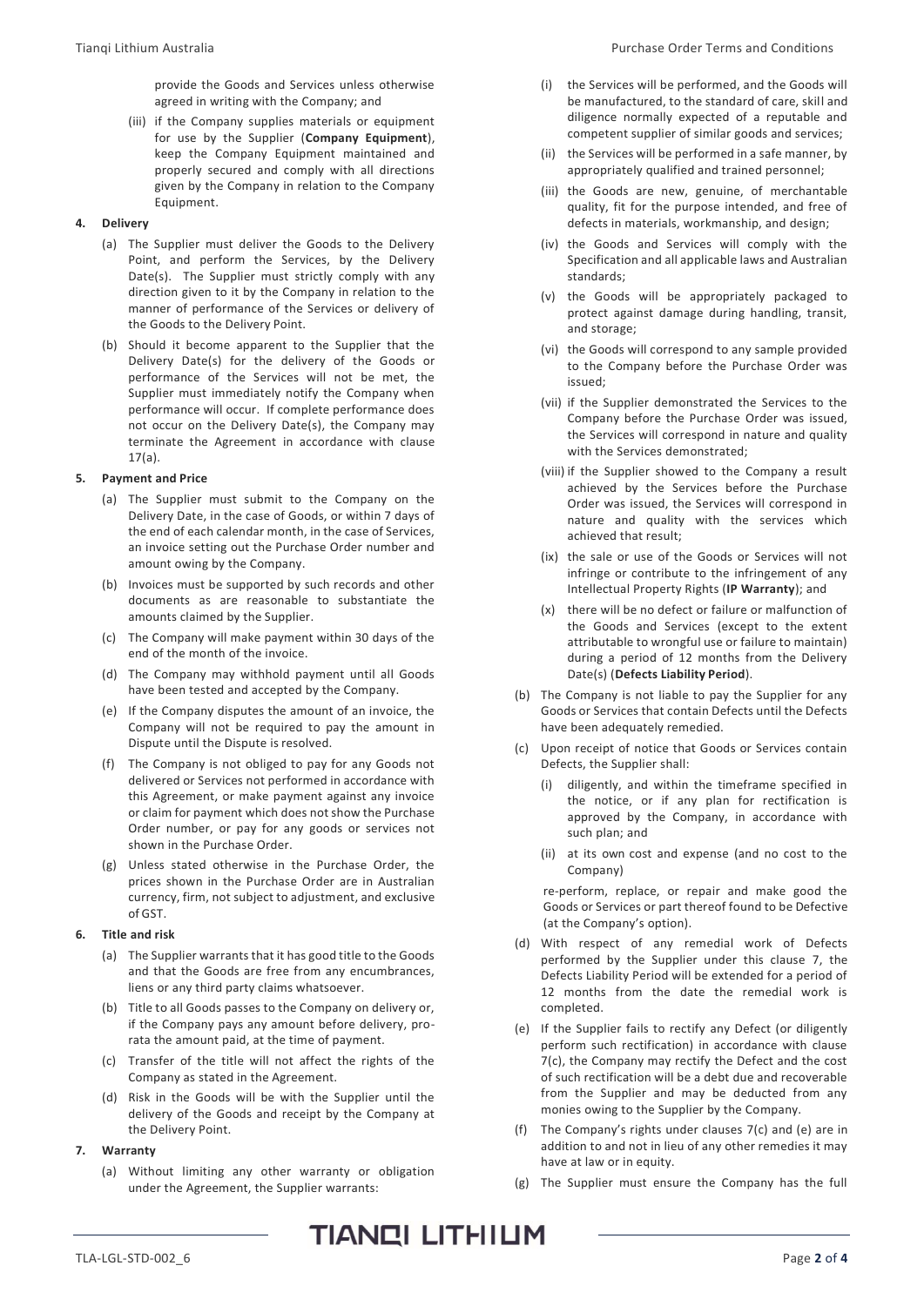provide the Goods and Services unless otherwise agreed in writing with the Company; and

(iii) if the Company supplies materials or equipment for use by the Supplier (**Company Equipment**), keep the Company Equipment maintained and properly secured and comply with all directions given by the Company in relation to the Company Equipment.

## 4. Delivery

(a) The Supplier must deliver the Goods to the Delivery Point, and perform the Services, by the Delivery Date(s). The Supplier must strictly comply with any direction given to it by the Company in relation to the manner of performance of the Services or delivery of the Goods to the Delivery Point.

(b) Should it become apparent to the Supplier that the Delivery Date(s) for the delivery of the Goods or performance of the Services will not be met, the Supplier must immediately notify the Company when performance will occur. If complete performance does not occur on the Delivery Date(s), the Company may terminate the Agreement in accordance with clause 17(a).

## 5. Payment and Price

(a) The Supplier must submit to the Company on the Delivery Date, in the case of Goods, or within 7 days of the end of each calendar month, in the case of Services, an invoice setting out the Purchase Order number and amount owing by the Company.

(b) Invoices must be supported by such records and other documents as are reasonable to substantiate the amounts claimed by the Supplier.

(c) The Company will make payment within 30 days of the end of the month of the invoice.

(d) The Company may withhold payment until all Goods have been tested and accepted by the Company.

(e) If the Company disputes the amount of an invoice, the Company will not be required to pay the amount in Dispute until the Dispute is resolved.

(f) The Company is not obliged to pay for any Goods not delivered or Services not performed in accordance with this Agreement, or make payment against any invoice or claim for payment which does not show the Purchase Order number, or pay for any goods or services not shown in the Purchase Order.

(g) Unless stated otherwise in the Purchase Order, the prices shown in the Purchase Order are in Australian currency, firm, not subject to adjustment, and exclusive of GST.

## 6. Title and risk

(a) The Supplier warrants that it has good title to the Goods and that the Goods are free from any encumbrances, liens or any third party claims whatsoever.

(b) Title to all Goods passes to the Company on delivery or, if the Company pays any amount before delivery, pro-rata the amount paid, at the time of payment.

(c) Transfer of the title will not affect the rights of the Company as stated in the Agreement.

(d) Risk in the Goods will be with the Supplier until the delivery of the Goods and receipt by the Company at the Delivery Point.

## 7. Warranty

(a) Without limiting any other warranty or obligation under the Agreement, the Supplier warrants:

(i) the Services will be performed, and the Goods will be manufactured, to the standard of care, skill and diligence normally expected of a reputable and competent supplier of similar goods and services;

(ii) the Services will be performed in a safe manner, by appropriately qualified and trained personnel;

(iii) the Goods are new, genuine, of merchantable quality, fit for the purpose intended, and free of defects in materials, workmanship, and design;

(iv) the Goods and Services will comply with the Specification and all applicable laws and Australian standards;

(v) the Goods will be appropriately packaged to protect against damage during handling, transit, and storage;

(vi) the Goods will correspond to any sample provided to the Company before the Purchase Order was issued;

(vii) if the Supplier demonstrated the Services to the Company before the Purchase Order was issued, the Services will correspond in nature and quality with the Services demonstrated;

(viii) if the Supplier showed to the Company a result achieved by the Services before the Purchase Order was issued, the Services will correspond in nature and quality with the services which achieved that result;

(ix) the sale or use of the Goods or Services will not infringe or contribute to the infringement of any Intellectual Property Rights (**IP Warranty**); and

(x) there will be no defect or failure or malfunction of the Goods and Services (except to the extent attributable to wrongful use or failure to maintain) during a period of 12 months from the Delivery Date(s) (**Defects Liability Period**).

(b) The Company is not liable to pay the Supplier for any Goods or Services that contain Defects until the Defects have been adequately remedied.

(c) Upon receipt of notice that Goods or Services contain Defects, the Supplier shall:

(i) diligently, and within the timeframe specified in the notice, or if any plan for rectification is approved by the Company, in accordance with such plan; and

(ii) at its own cost and expense (and no cost to the Company)

re-perform, replace, or repair and make good the Goods or Services or part thereof found to be Defective (at the Company's option).

(d) With respect of any remedial work of Defects performed by the Supplier under this clause 7, the Defects Liability Period will be extended for a period of 12 months from the date the remedial work is completed.

(e) If the Supplier fails to rectify any Defect (or diligently perform such rectification) in accordance with clause 7(c), the Company may rectify the Defect and the cost of such rectification will be a debt due and recoverable from the Supplier and may be deducted from any monies owing to the Supplier by the Company.

(f) The Company's rights under clauses 7(c) and (e) are in addition to and not in lieu of any other remedies it may have at law or in equity.

(g) The Supplier must ensure the Company has the full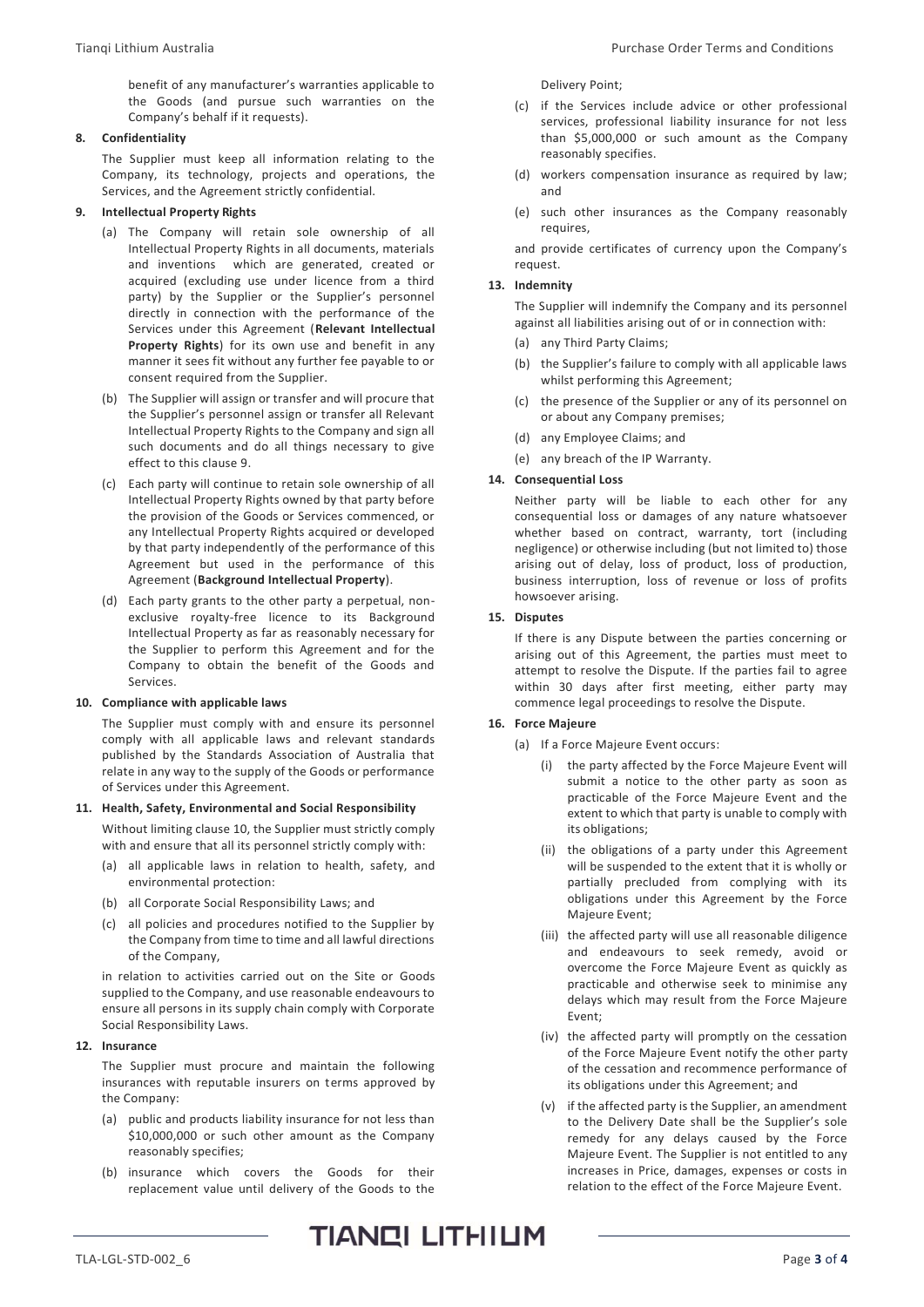benefit of any manufacturer's warranties applicable to the Goods (and pursue such warranties on the Company's behalf if it requests).

**8. Confidentiality**

The Supplier must keep all information relating to the Company, its technology, projects and operations, the Services, and the Agreement strictly confidential.

**9. Intellectual Property Rights**

(a) The Company will retain sole ownership of all Intellectual Property Rights in all documents, materials and inventions which are generated, created or acquired (excluding use under licence from a third party) by the Supplier or the Supplier's personnel directly in connection with the performance of the Services under this Agreement (**Relevant Intellectual Property Rights**) for its own use and benefit in any manner it sees fit without any further fee payable to or consent required from the Supplier.

(b) The Supplier will assign or transfer and will procure that the Supplier's personnel assign or transfer all Relevant Intellectual Property Rights to the Company and sign all such documents and do all things necessary to give effect to this clause 9.

(c) Each party will continue to retain sole ownership of all Intellectual Property Rights owned by that party before the provision of the Goods or Services commenced, or any Intellectual Property Rights acquired or developed by that party independently of the performance of this Agreement but used in the performance of this Agreement (**Background Intellectual Property**).

(d) Each party grants to the other party a perpetual, non-exclusive royalty-free licence to its Background Intellectual Property as far as reasonably necessary for the Supplier to perform this Agreement and for the Company to obtain the benefit of the Goods and Services.

**10. Compliance with applicable laws**

The Supplier must comply with and ensure its personnel comply with all applicable laws and relevant standards published by the Standards Association of Australia that relate in any way to the supply of the Goods or performance of Services under this Agreement.

**11. Health, Safety, Environmental and Social Responsibility**

Without limiting clause 10, the Supplier must strictly comply with and ensure that all its personnel strictly comply with:

(a) all applicable laws in relation to health, safety, and environmental protection:

(b) all Corporate Social Responsibility Laws; and

(c) all policies and procedures notified to the Supplier by the Company from time to time and all lawful directions of the Company,

in relation to activities carried out on the Site or Goods supplied to the Company, and use reasonable endeavours to ensure all persons in its supply chain comply with Corporate Social Responsibility Laws.

**12. Insurance**

The Supplier must procure and maintain the following insurances with reputable insurers on terms approved by the Company:

(a) public and products liability insurance for not less than \$10,000,000 or such other amount as the Company reasonably specifies;

(b) insurance which covers the Goods for their replacement value until delivery of the Goods to the Delivery Point;

(c) if the Services include advice or other professional services, professional liability insurance for not less than \$5,000,000 or such amount as the Company reasonably specifies.

(d) workers compensation insurance as required by law; and

(e) such other insurances as the Company reasonably requires,

and provide certificates of currency upon the Company's request.

**13. Indemnity**

The Supplier will indemnify the Company and its personnel against all liabilities arising out of or in connection with:

(a) any Third Party Claims;

(b) the Supplier's failure to comply with all applicable laws whilst performing this Agreement;

(c) the presence of the Supplier or any of its personnel on or about any Company premises;

(d) any Employee Claims; and

(e) any breach of the IP Warranty.

**14. Consequential Loss**

Neither party will be liable to each other for any consequential loss or damages of any nature whatsoever whether based on contract, warranty, tort (including negligence) or otherwise including (but not limited to) those arising out of delay, loss of product, loss of production, business interruption, loss of revenue or loss of profits howsoever arising.

**15. Disputes**

If there is any Dispute between the parties concerning or arising out of this Agreement, the parties must meet to attempt to resolve the Dispute. If the parties fail to agree within 30 days after first meeting, either party may commence legal proceedings to resolve the Dispute.

**16. Force Majeure**

(a) If a Force Majeure Event occurs:

(i) the party affected by the Force Majeure Event will submit a notice to the other party as soon as practicable of the Force Majeure Event and the extent to which that party is unable to comply with its obligations;

(ii) the obligations of a party under this Agreement will be suspended to the extent that it is wholly or partially precluded from complying with its obligations under this Agreement by the Force Majeure Event;

(iii) the affected party will use all reasonable diligence and endeavours to seek remedy, avoid or overcome the Force Majeure Event as quickly as practicable and otherwise seek to minimise any delays which may result from the Force Majeure Event;

(iv) the affected party will promptly on the cessation of the Force Majeure Event notify the other party of the cessation and recommence performance of its obligations under this Agreement; and

(v) if the affected party is the Supplier, an amendment to the Delivery Date shall be the Supplier's sole remedy for any delays caused by the Force Majeure Event. The Supplier is not entitled to any increases in Price, damages, expenses or costs in relation to the effect of the Force Majeure Event.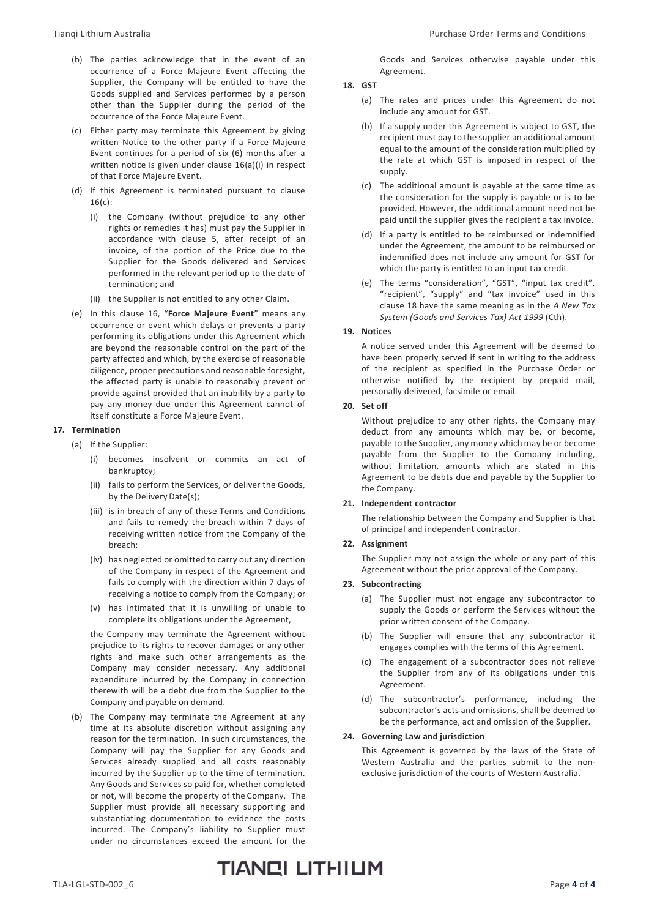(b) The parties acknowledge that in the event of an occurrence of a Force Majeure Event affecting the Supplier, the Company will be entitled to have the Goods supplied and Services performed by a person other than the Supplier during the period of the occurrence of the Force Majeure Event.

(c) Either party may terminate this Agreement by giving written Notice to the other party if a Force Majeure Event continues for a period of six (6) months after a written notice is given under clause 16(a)(i) in respect of that Force Majeure Event.

(d) If this Agreement is terminated pursuant to clause 16(c):

(i) the Company (without prejudice to any other rights or remedies it has) must pay the Supplier in accordance with clause 5, after receipt of an invoice, of the portion of the Price due to the Supplier for the Goods delivered and Services performed in the relevant period up to the date of termination; and

(ii) the Supplier is not entitled to any other Claim.

(e) In this clause 16, "**Force Majeure Event**" means any occurrence or event which delays or prevents a party performing its obligations under this Agreement which are beyond the reasonable control on the part of the party affected and which, by the exercise of reasonable diligence, proper precautions and reasonable foresight, the affected party is unable to reasonably prevent or provide against provided that an inability by a party to pay any money due under this Agreement cannot of itself constitute a Force Majeure Event.

**17. Termination**

(a) If the Supplier:

(i) becomes insolvent or commits an act of bankruptcy;

(ii) fails to perform the Services, or deliver the Goods, by the Delivery Date(s);

(iii) is in breach of any of these Terms and Conditions and fails to remedy the breach within 7 days of receiving written notice from the Company of the breach;

(iv) has neglected or omitted to carry out any direction of the Company in respect of the Agreement and fails to comply with the direction within 7 days of receiving a notice to comply from the Company; or

(v) has intimated that it is unwilling or unable to complete its obligations under the Agreement,

the Company may terminate the Agreement without prejudice to its rights to recover damages or any other rights and make such other arrangements as the Company may consider necessary. Any additional expenditure incurred by the Company in connection therewith will be a debt due from the Supplier to the Company and payable on demand.

(b) The Company may terminate the Agreement at any time at its absolute discretion without assigning any reason for the termination. In such circumstances, the Company will pay the Supplier for any Goods and Services already supplied and all costs reasonably incurred by the Supplier up to the time of termination. Any Goods and Services so paid for, whether completed or not, will become the property of the Company. The Supplier must provide all necessary supporting and substantiating documentation to evidence the costs incurred. The Company's liability to Supplier must under no circumstances exceed the amount for the Goods and Services otherwise payable under this Agreement.

**18. GST**

(a) The rates and prices under this Agreement do not include any amount for GST.

(b) If a supply under this Agreement is subject to GST, the recipient must pay to the supplier an additional amount equal to the amount of the consideration multiplied by the rate at which GST is imposed in respect of the supply.

(c) The additional amount is payable at the same time as the consideration for the supply is payable or is to be provided. However, the additional amount need not be paid until the supplier gives the recipient a tax invoice.

(d) If a party is entitled to be reimbursed or indemnified under the Agreement, the amount to be reimbursed or indemnified does not include any amount for GST for which the party is entitled to an input tax credit.

(e) The terms "consideration", "GST", "input tax credit", "recipient", "supply" and "tax invoice" used in this clause 18 have the same meaning as in the *A New Tax System (Goods and Services Tax) Act 1999* (Cth).

**19. Notices**

A notice served under this Agreement will be deemed to have been properly served if sent in writing to the address of the recipient as specified in the Purchase Order or otherwise notified by the recipient by prepaid mail, personally delivered, facsimile or email.

**20. Set off**

Without prejudice to any other rights, the Company may deduct from any amounts which may be, or become, payable to the Supplier, any money which may be or become payable from the Supplier to the Company including, without limitation, amounts which are stated in this Agreement to be debts due and payable by the Supplier to the Company.

**21. Independent contractor**

The relationship between the Company and Supplier is that of principal and independent contractor.

**22. Assignment**

The Supplier may not assign the whole or any part of this Agreement without the prior approval of the Company.

**23. Subcontracting**

(a) The Supplier must not engage any subcontractor to supply the Goods or perform the Services without the prior written consent of the Company.

(b) The Supplier will ensure that any subcontractor it engages complies with the terms of this Agreement.

(c) The engagement of a subcontractor does not relieve the Supplier from any of its obligations under this Agreement.

(d) The subcontractor's performance, including the subcontractor's acts and omissions, shall be deemed to be the performance, act and omission of the Supplier.

**24. Governing Law and jurisdiction**

This Agreement is governed by the laws of the State of Western Australia and the parties submit to the non-exclusive jurisdiction of the courts of Western Australia.